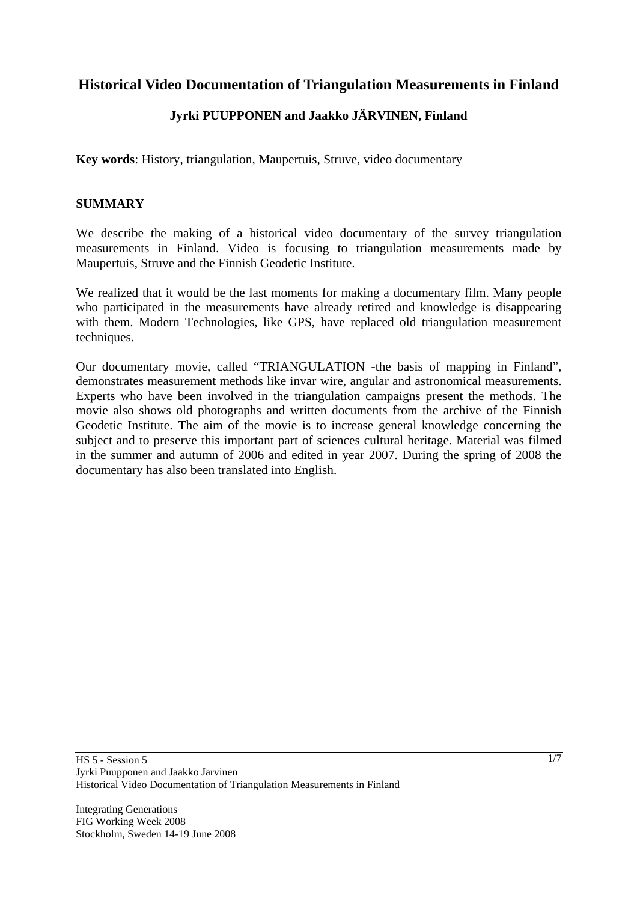# Historical Video Documentation of Triangulation Measurements in Finland

**Jyrki PUUPPONEN and Jaakko JÄRVINEN, Finland**

**Key words**: History, triangulation, Maupertuis, Struve, video documentary

## SUMMARY

We describe the making of a historical video documentary of the survey triangulation measurements in Finland. Video is focusing to triangulation measurements made by Maupertuis, Struve and the Finnish Geodetic Institute.

We realized that it would be the last moments for making a documentary film. Many people who participated in the measurements have already retired and knowledge is disappearing with them. Modern Technologies, like GPS, have replaced old triangulation measurement techniques.

Our documentary movie, called "TRIANGULATION -the basis of mapping in Finland", demonstrates measurement methods like invar wire, angular and astronomical measurements. Experts who have been involved in the triangulation campaigns present the methods. The movie also shows old photographs and written documents from the archive of the Finnish Geodetic Institute. The aim of the movie is to increase general knowledge concerning the subject and to preserve this important part of sciences cultural heritage. Material was filmed in the summer and autumn of 2006 and edited in year 2007. During the spring of 2008 the documentary has also been translated into English.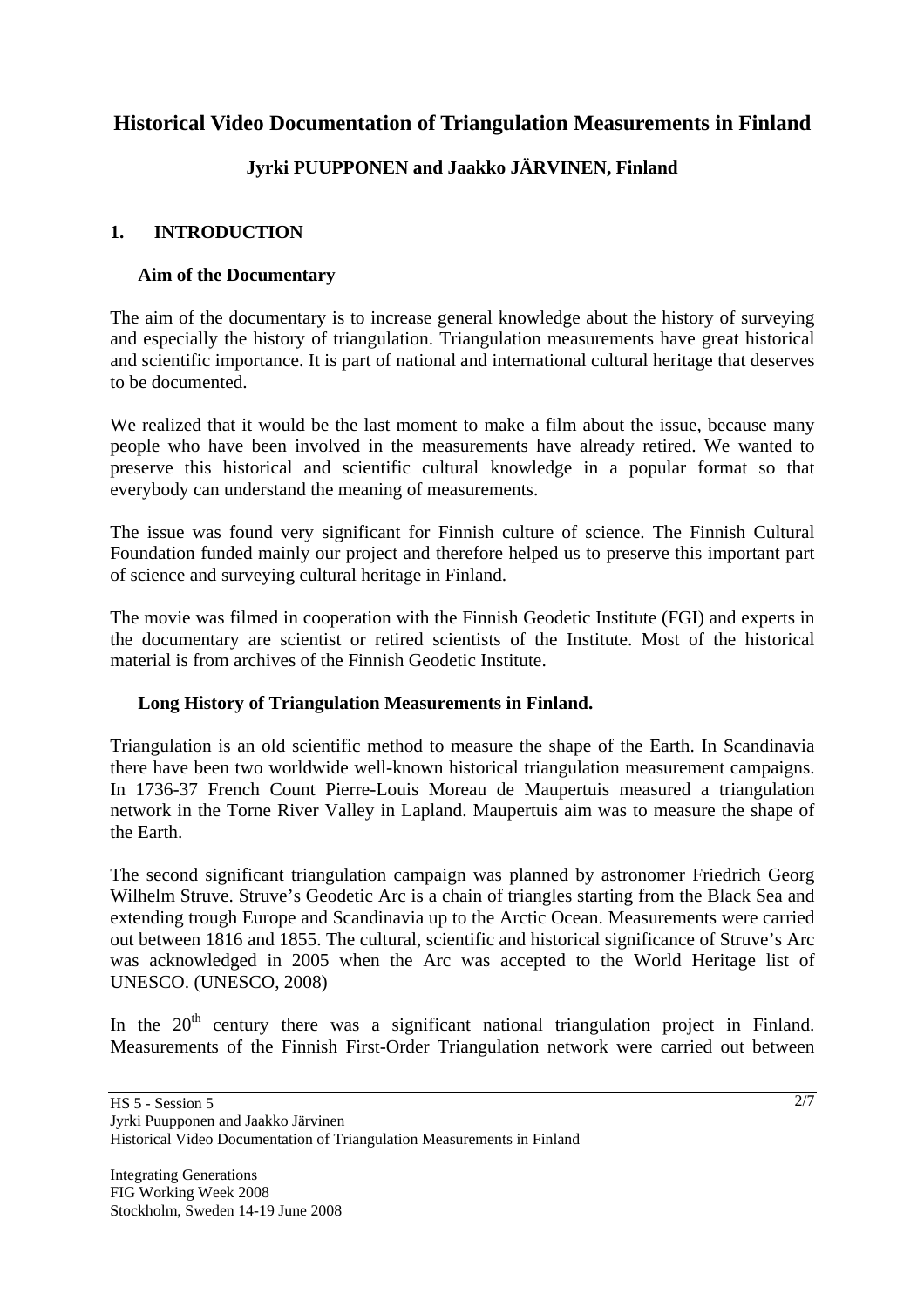# Historical Video Documentation of Triangulation Measurements in Finland

**Jyrki PUUPPONEN and Jaakko JÄRVINEN, Finland**

## 1. INTRODUCTION

### Aim of the Documentary

The aim of the documentary is to increase general knowledge about the history of surveying and especially the history of triangulation. Triangulation measurements have great historical and scientific importance. It is part of national and international cultural heritage that deserves to be documented.

We realized that it would be the last moment to make a film about the issue, because many people who have been involved in the measurements have already retired. We wanted to preserve this historical and scientific cultural knowledge in a popular format so that everybody can understand the meaning of measurements.

The issue was found very significant for Finnish culture of science. The Finnish Cultural Foundation funded mainly our project and therefore helped us to preserve this important part of science and surveying cultural heritage in Finland.

The movie was filmed in cooperation with the Finnish Geodetic Institute (FGI) and experts in the documentary are scientist or retired scientists of the Institute. Most of the historical material is from archives of the Finnish Geodetic Institute.

### Long History of Triangulation Measurements in Finland.

Triangulation is an old scientific method to measure the shape of the Earth. In Scandinavia there have been two worldwide well-known historical triangulation measurement campaigns. In 1736-37 French Count Pierre-Louis Moreau de Maupertuis measured a triangulation network in the Torne River Valley in Lapland. Maupertuis aim was to measure the shape of the Earth.

The second significant triangulation campaign was planned by astronomer Friedrich Georg Wilhelm Struve. Struve's Geodetic Arc is a chain of triangles starting from the Black Sea and extending trough Europe and Scandinavia up to the Arctic Ocean. Measurements were carried out between 1816 and 1855. The cultural, scientific and historical significance of Struve's Arc was acknowledged in 2005 when the Arc was accepted to the World Heritage list of UNESCO. (UNESCO, 2008)

In the 20th century there was a significant national triangulation project in Finland. Measurements of the Finnish First-Order Triangulation network were carried out between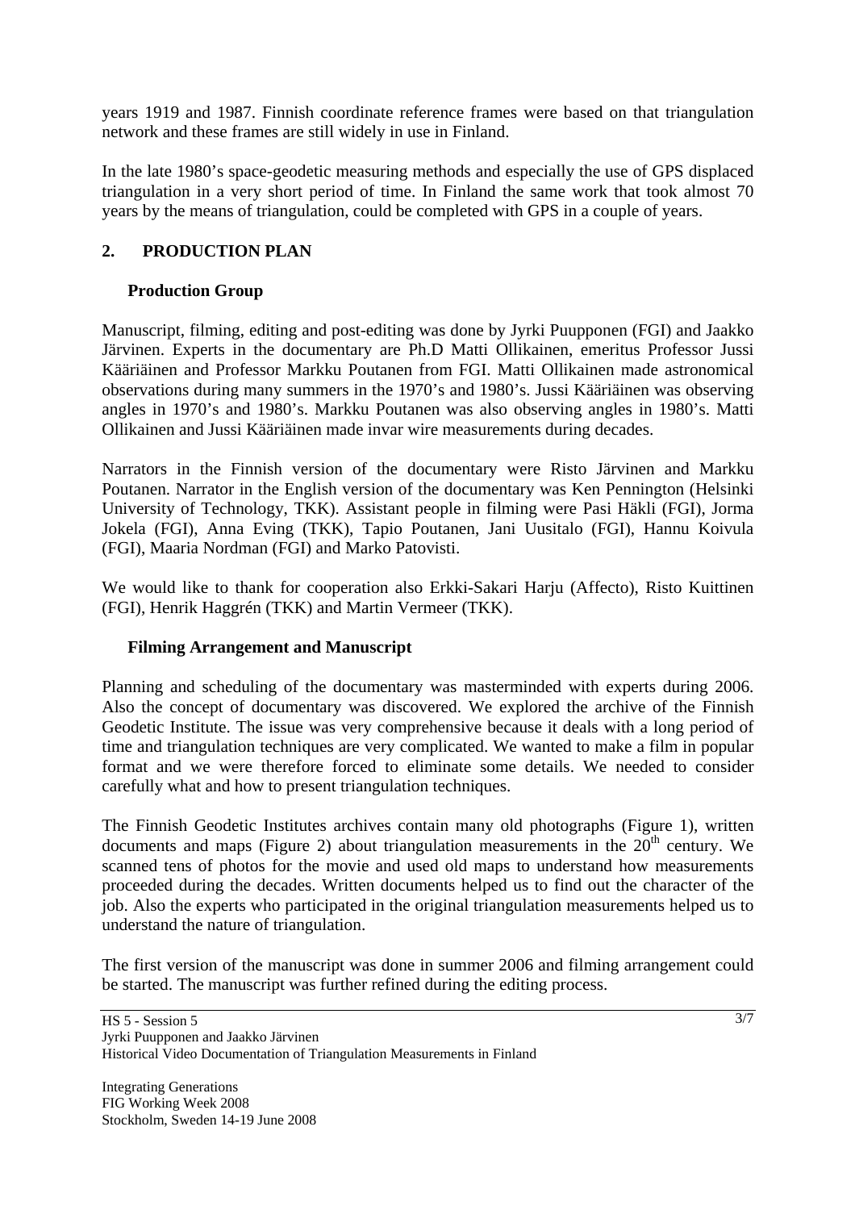years 1919 and 1987. Finnish coordinate reference frames were based on that triangulation network and these frames are still widely in use in Finland.

In the late 1980's space-geodetic measuring methods and especially the use of GPS displaced triangulation in a very short period of time. In Finland the same work that took almost 70 years by the means of triangulation, could be completed with GPS in a couple of years.

## 2. PRODUCTION PLAN

### Production Group

Manuscript, filming, editing and post-editing was done by Jyrki Puupponen (FGI) and Jaakko Järvinen. Experts in the documentary are Ph.D Matti Ollikainen, emeritus Professor Jussi Kääriäinen and Professor Markku Poutanen from FGI. Matti Ollikainen made astronomical observations during many summers in the 1970's and 1980's. Jussi Kääriäinen was observing angles in 1970's and 1980's. Markku Poutanen was also observing angles in 1980's. Matti Ollikainen and Jussi Kääriäinen made invar wire measurements during decades.

Narrators in the Finnish version of the documentary were Risto Järvinen and Markku Poutanen. Narrator in the English version of the documentary was Ken Pennington (Helsinki University of Technology, TKK). Assistant people in filming were Pasi Häkli (FGI), Jorma Jokela (FGI), Anna Eving (TKK), Tapio Poutanen, Jani Uusitalo (FGI), Hannu Koivula (FGI), Maaria Nordman (FGI) and Marko Patovisti.

We would like to thank for cooperation also Erkki-Sakari Harju (Affecto), Risto Kuittinen (FGI), Henrik Haggrén (TKK) and Martin Vermeer (TKK).

### Filming Arrangement and Manuscript

Planning and scheduling of the documentary was masterminded with experts during 2006. Also the concept of documentary was discovered. We explored the archive of the Finnish Geodetic Institute. The issue was very comprehensive because it deals with a long period of time and triangulation techniques are very complicated. We wanted to make a film in popular format and we were therefore forced to eliminate some details. We needed to consider carefully what and how to present triangulation techniques.

The Finnish Geodetic Institutes archives contain many old photographs (Figure 1), written documents and maps (Figure 2) about triangulation measurements in the 20th century. We scanned tens of photos for the movie and used old maps to understand how measurements proceeded during the decades. Written documents helped us to find out the character of the job. Also the experts who participated in the original triangulation measurements helped us to understand the nature of triangulation.

The first version of the manuscript was done in summer 2006 and filming arrangement could be started. The manuscript was further refined during the editing process.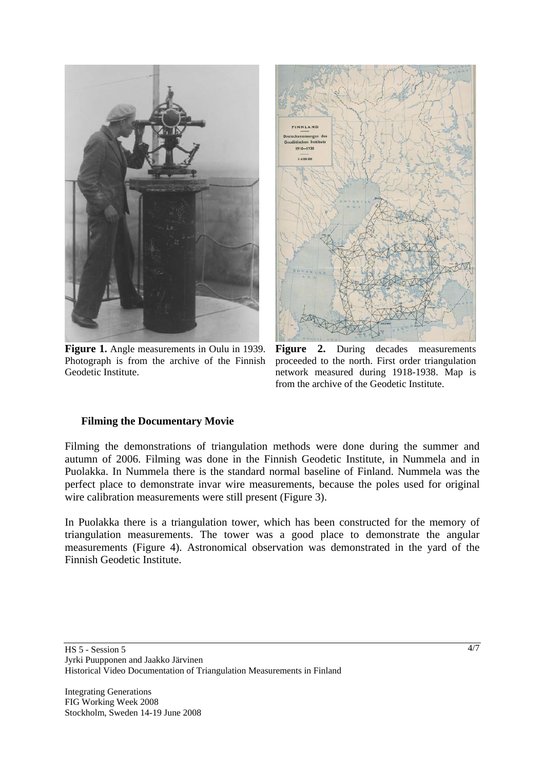**Figure 1.** Angle measurements in Oulu in 1939. Photograph is from the archive of the Finnish Geodetic Institute.

**Figure 2.** During decades measurements proceeded to the north. First order triangulation network measured during 1918-1938. Map is from the archive of the Geodetic Institute.

### Filming the Documentary Movie

Filming the demonstrations of triangulation methods were done during the summer and autumn of 2006. Filming was done in the Finnish Geodetic Institute, in Nummela and in Puolakka. In Nummela there is the standard normal baseline of Finland. Nummela was the perfect place to demonstrate invar wire measurements, because the poles used for original wire calibration measurements were still present (Figure 3).

In Puolakka there is a triangulation tower, which has been constructed for the memory of triangulation measurements. The tower was a good place to demonstrate the angular measurements (Figure 4). Astronomical observation was demonstrated in the yard of the Finnish Geodetic Institute.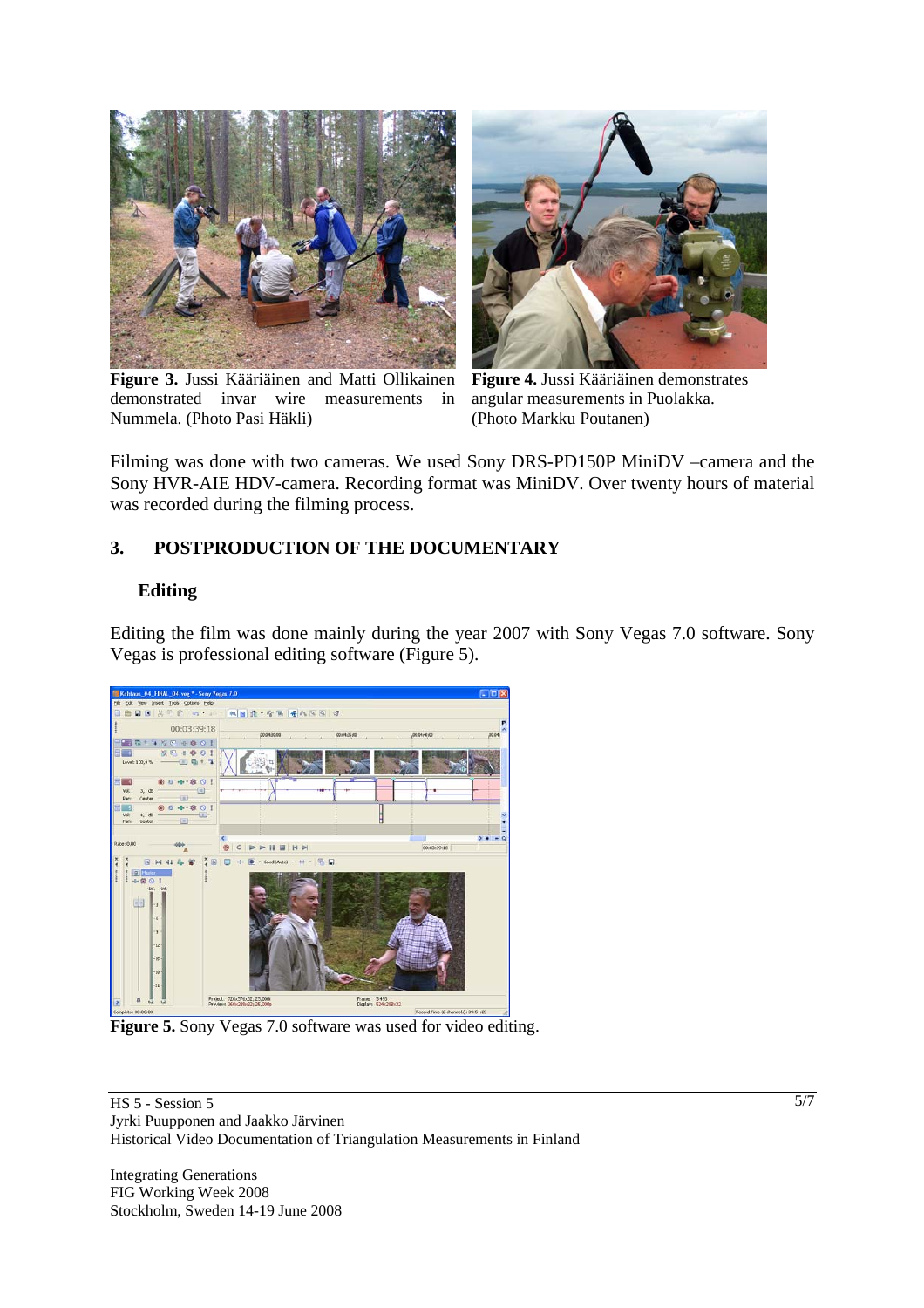**Figure 3.** Jussi Kääriäinen and Matti Ollikainen demonstrated invar wire measurements in Nummela. (Photo Pasi Häkli)

**Figure 4.** Jussi Kääriäinen demonstrates angular measurements in Puolakka. (Photo Markku Poutanen)

Filming was done with two cameras. We used Sony DRS-PD150P MiniDV –camera and the Sony HVR-AIE HDV-camera. Recording format was MiniDV. Over twenty hours of material was recorded during the filming process.

## 3. POSTPRODUCTION OF THE DOCUMENTARY

### Editing

Editing the film was done mainly during the year 2007 with Sony Vegas 7.0 software. Sony Vegas is professional editing software (Figure 5).

**Figure 5.** Sony Vegas 7.0 software was used for video editing.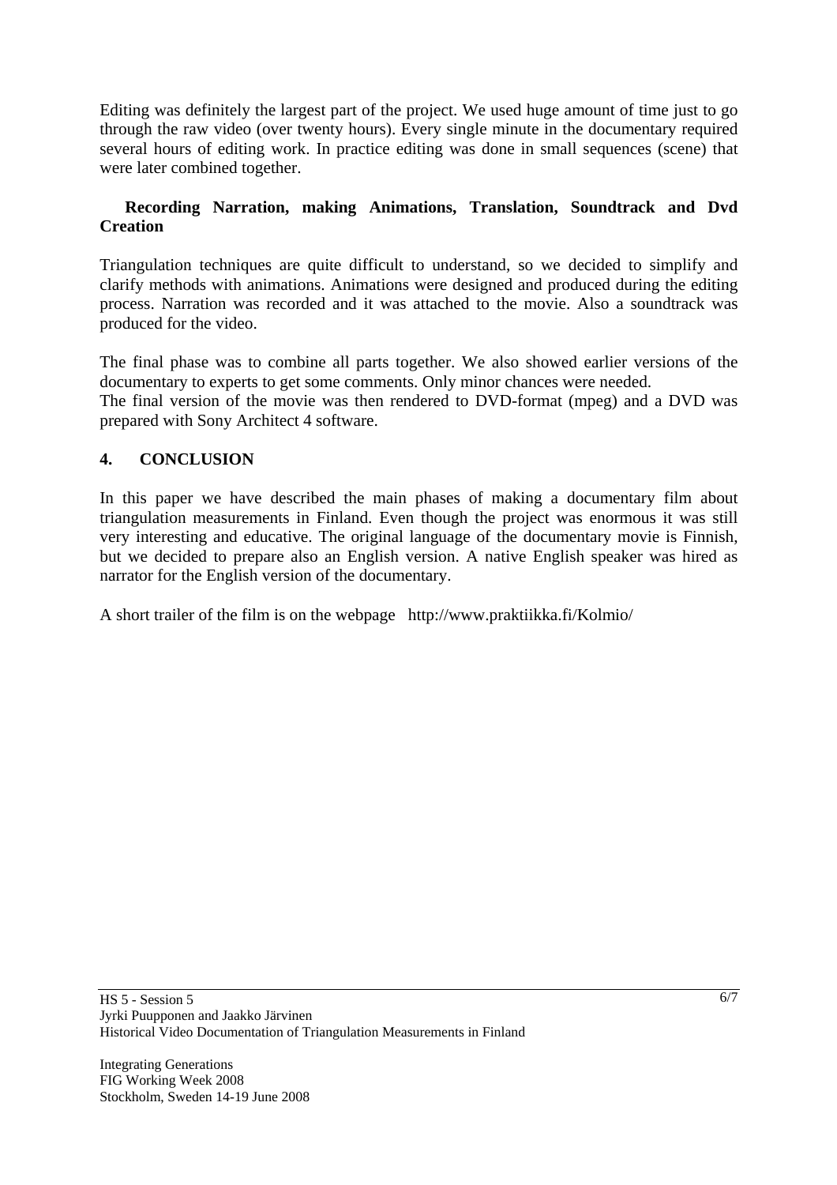Editing was definitely the largest part of the project. We used huge amount of time just to go through the raw video (over twenty hours). Every single minute in the documentary required several hours of editing work. In practice editing was done in small sequences (scene) that were later combined together.

**Recording Narration, making Animations, Translation, Soundtrack and Dvd Creation**

Triangulation techniques are quite difficult to understand, so we decided to simplify and clarify methods with animations. Animations were designed and produced during the editing process. Narration was recorded and it was attached to the movie. Also a soundtrack was produced for the video.

The final phase was to combine all parts together. We also showed earlier versions of the documentary to experts to get some comments. Only minor chances were needed.
The final version of the movie was then rendered to DVD-format (mpeg) and a DVD was prepared with Sony Architect 4 software.

## 4. CONCLUSION

In this paper we have described the main phases of making a documentary film about triangulation measurements in Finland. Even though the project was enormous it was still very interesting and educative. The original language of the documentary movie is Finnish, but we decided to prepare also an English version. A native English speaker was hired as narrator for the English version of the documentary.

A short trailer of the film is on the webpage http://www.praktiikka.fi/Kolmio/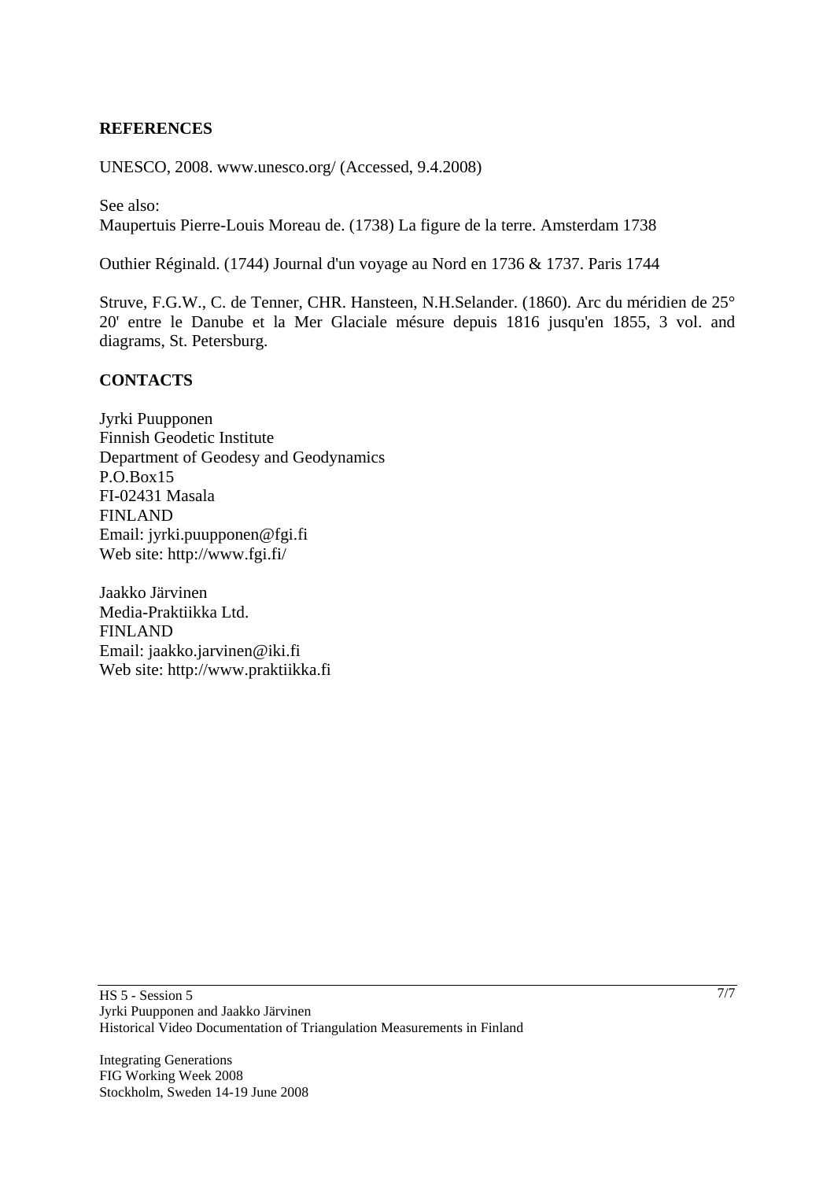## REFERENCES

UNESCO, 2008. www.unesco.org/ (Accessed, 9.4.2008)

See also:
Maupertuis Pierre-Louis Moreau de. (1738) La figure de la terre. Amsterdam 1738

Outhier Réginald. (1744) Journal d'un voyage au Nord en 1736 & 1737. Paris 1744

Struve, F.G.W., C. de Tenner, CHR. Hansteen, N.H.Selander. (1860). Arc du méridien de 25° 20' entre le Danube et la Mer Glaciale mésure depuis 1816 jusqu'en 1855, 3 vol. and diagrams, St. Petersburg.

## CONTACTS

Jyrki Puupponen
Finnish Geodetic Institute
Department of Geodesy and Geodynamics
P.O.Box15
FI-02431 Masala
FINLAND
Email: jyrki.puupponen@fgi.fi
Web site: http://www.fgi.fi/

Jaakko Järvinen
Media-Praktiikka Ltd.
FINLAND
Email: jaakko.jarvinen@iki.fi
Web site: http://www.praktiikka.fi